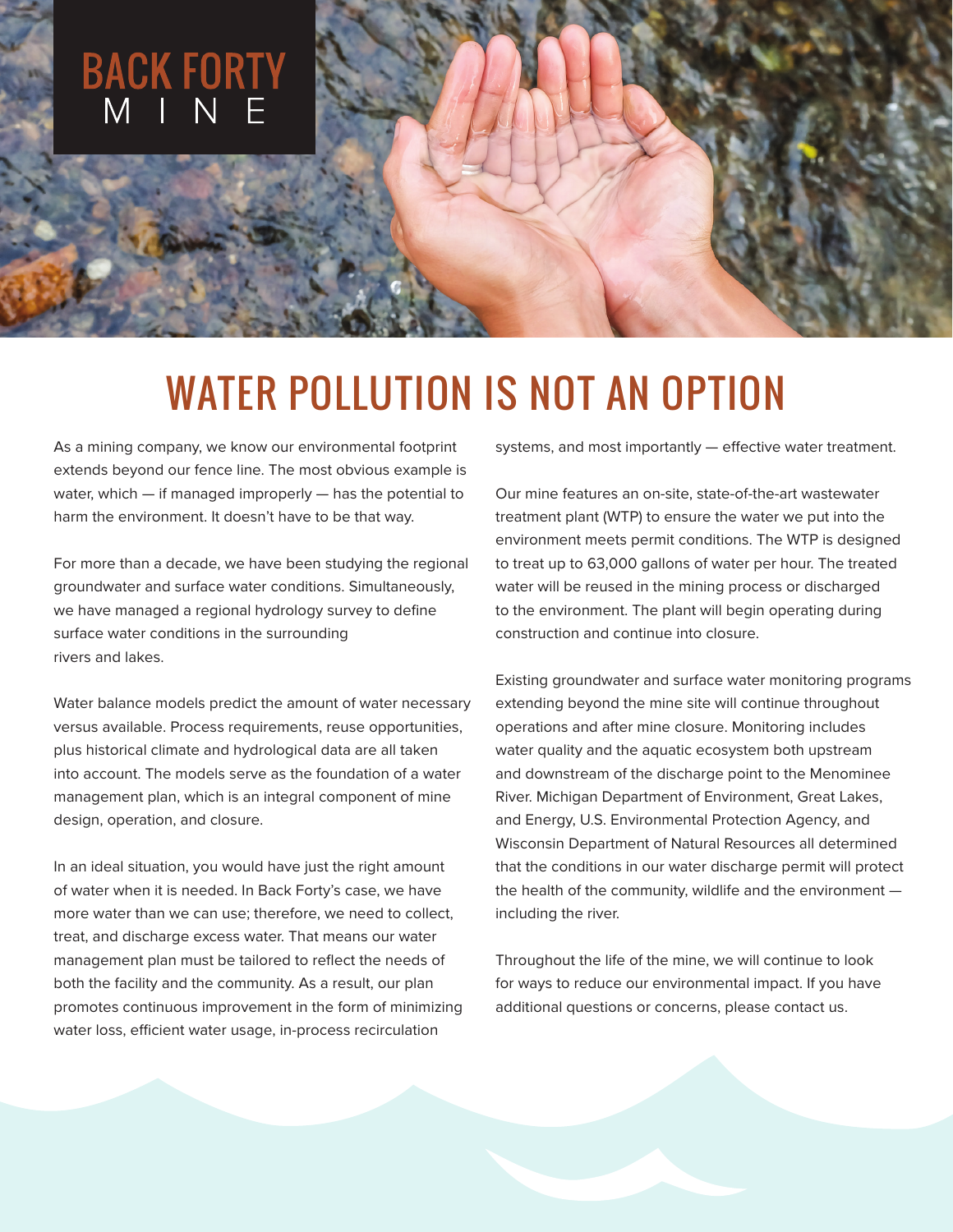BACK FORTY
MINE

# WATER POLLUTION IS NOT AN OPTION

As a mining company, we know our environmental footprint extends beyond our fence line. The most obvious example is water, which — if managed improperly — has the potential to harm the environment. It doesn't have to be that way.

For more than a decade, we have been studying the regional groundwater and surface water conditions. Simultaneously, we have managed a regional hydrology survey to define surface water conditions in the surrounding rivers and lakes.

Water balance models predict the amount of water necessary versus available. Process requirements, reuse opportunities, plus historical climate and hydrological data are all taken into account. The models serve as the foundation of a water management plan, which is an integral component of mine design, operation, and closure.

In an ideal situation, you would have just the right amount of water when it is needed. In Back Forty's case, we have more water than we can use; therefore, we need to collect, treat, and discharge excess water. That means our water management plan must be tailored to reflect the needs of both the facility and the community. As a result, our plan promotes continuous improvement in the form of minimizing water loss, efficient water usage, in-process recirculation systems, and most importantly — effective water treatment.

Our mine features an on-site, state-of-the-art wastewater treatment plant (WTP) to ensure the water we put into the environment meets permit conditions. The WTP is designed to treat up to 63,000 gallons of water per hour. The treated water will be reused in the mining process or discharged to the environment. The plant will begin operating during construction and continue into closure.

Existing groundwater and surface water monitoring programs extending beyond the mine site will continue throughout operations and after mine closure. Monitoring includes water quality and the aquatic ecosystem both upstream and downstream of the discharge point to the Menominee River. Michigan Department of Environment, Great Lakes, and Energy, U.S. Environmental Protection Agency, and Wisconsin Department of Natural Resources all determined that the conditions in our water discharge permit will protect the health of the community, wildlife and the environment — including the river.

Throughout the life of the mine, we will continue to look for ways to reduce our environmental impact. If you have additional questions or concerns, please contact us.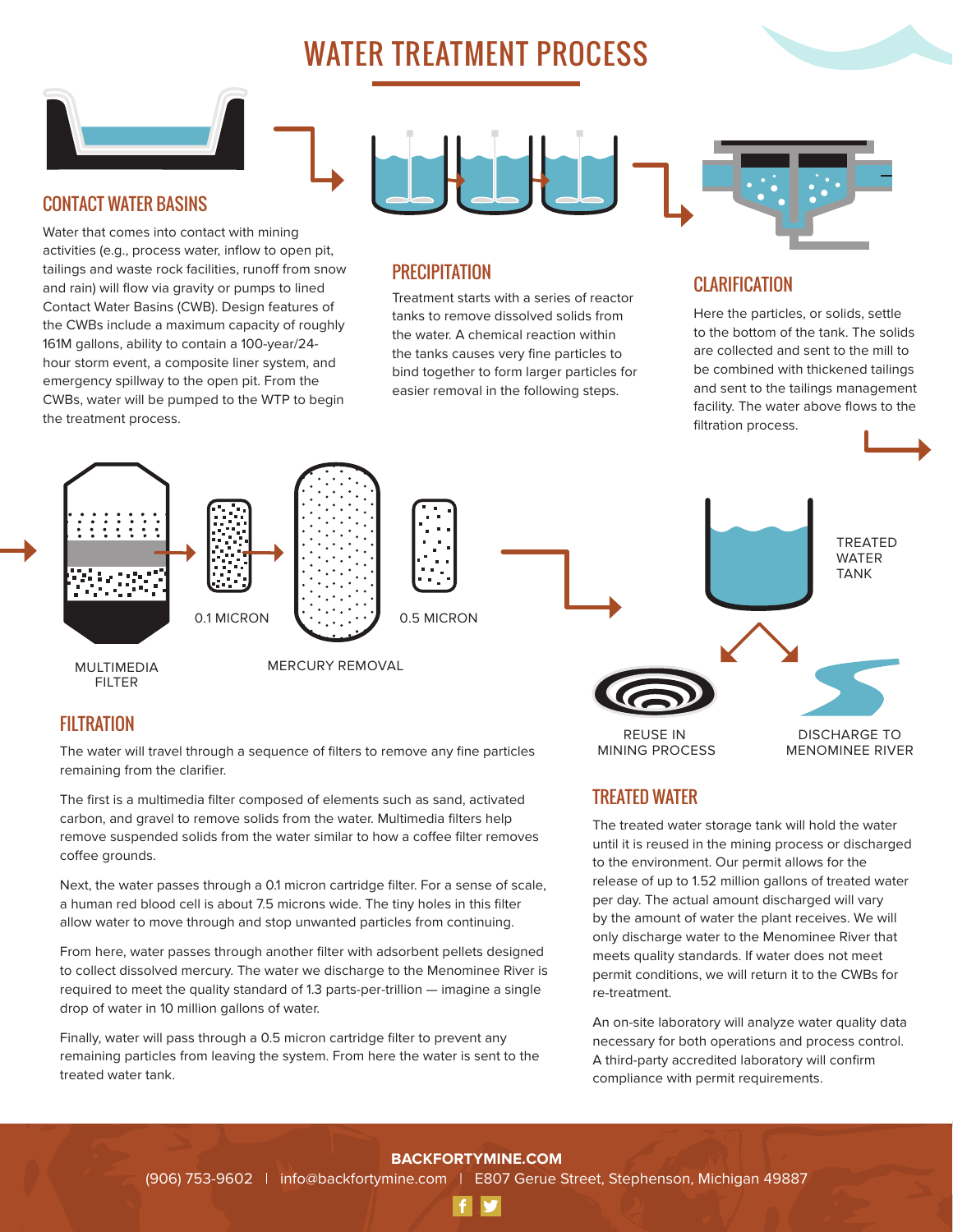# WATER TREATMENT PROCESS

## CONTACT WATER BASINS

Water that comes into contact with mining activities (e.g., process water, inflow to open pit, tailings and waste rock facilities, runoff from snow and rain) will flow via gravity or pumps to lined Contact Water Basins (CWB). Design features of the CWBs include a maximum capacity of roughly 161M gallons, ability to contain a 100-year/24-hour storm event, a composite liner system, and emergency spillway to the open pit. From the CWBs, water will be pumped to the WTP to begin the treatment process.

## PRECIPITATION

Treatment starts with a series of reactor tanks to remove dissolved solids from the water. A chemical reaction within the tanks causes very fine particles to bind together to form larger particles for easier removal in the following steps.

## CLARIFICATION

Here the particles, or solids, settle to the bottom of the tank. The solids are collected and sent to the mill to be combined with thickened tailings and sent to the tailings management facility. The water above flows to the filtration process.

MULTIMEDIA FILTER

0.1 MICRON

MERCURY REMOVAL

0.5 MICRON

TREATED WATER TANK

REUSE IN MINING PROCESS

DISCHARGE TO MENOMINEE RIVER

## FILTRATION

The water will travel through a sequence of filters to remove any fine particles remaining from the clarifier.

The first is a multimedia filter composed of elements such as sand, activated carbon, and gravel to remove solids from the water. Multimedia filters help remove suspended solids from the water similar to how a coffee filter removes coffee grounds.

Next, the water passes through a 0.1 micron cartridge filter. For a sense of scale, a human red blood cell is about 7.5 microns wide. The tiny holes in this filter allow water to move through and stop unwanted particles from continuing.

From here, water passes through another filter with adsorbent pellets designed to collect dissolved mercury. The water we discharge to the Menominee River is required to meet the quality standard of 1.3 parts-per-trillion — imagine a single drop of water in 10 million gallons of water.

Finally, water will pass through a 0.5 micron cartridge filter to prevent any remaining particles from leaving the system. From here the water is sent to the treated water tank.

## TREATED WATER

The treated water storage tank will hold the water until it is reused in the mining process or discharged to the environment. Our permit allows for the release of up to 1.52 million gallons of treated water per day. The actual amount discharged will vary by the amount of water the plant receives. We will only discharge water to the Menominee River that meets quality standards. If water does not meet permit conditions, we will return it to the CWBs for re-treatment.

An on-site laboratory will analyze water quality data necessary for both operations and process control. A third-party accredited laboratory will confirm compliance with permit requirements.

**BACKFORTYMINE.COM**

(906) 753-9602 | info@backfortymine.com | E807 Gerue Street, Stephenson, Michigan 49887